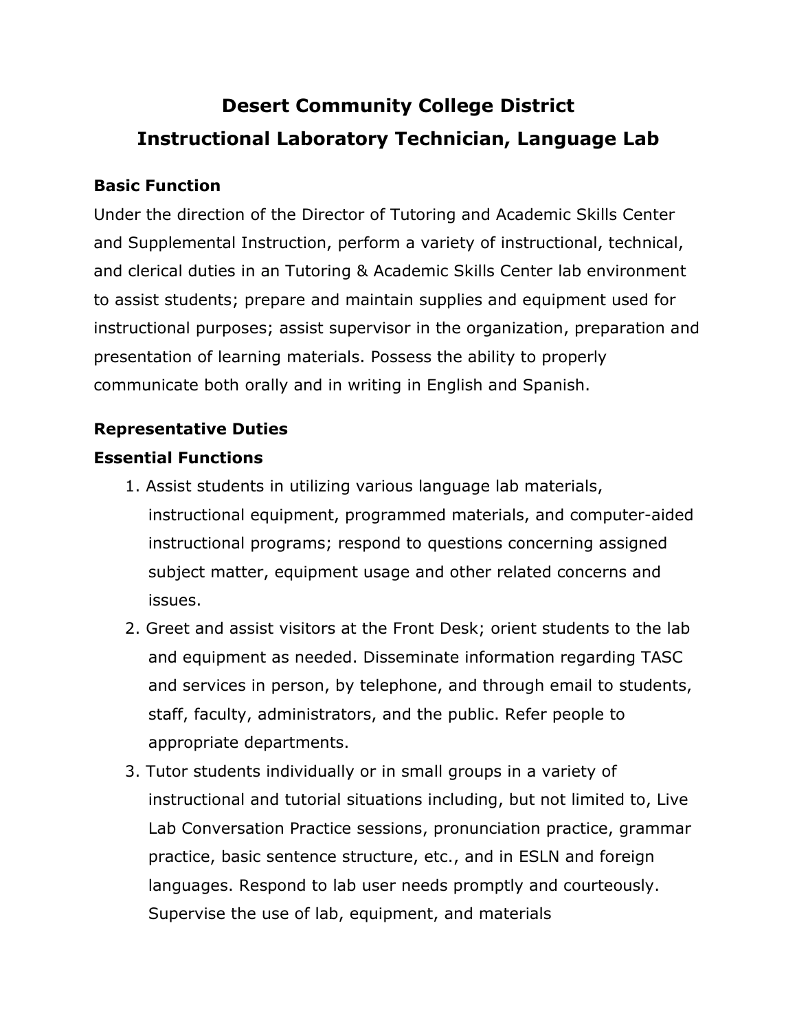# Desert Community College District
# Instructional Laboratory Technician, Language Lab

### Basic Function

Under the direction of the Director of Tutoring and Academic Skills Center and Supplemental Instruction, perform a variety of instructional, technical, and clerical duties in an Tutoring & Academic Skills Center lab environment to assist students; prepare and maintain supplies and equipment used for instructional purposes; assist supervisor in the organization, preparation and presentation of learning materials. Possess the ability to properly communicate both orally and in writing in English and Spanish.

### Representative Duties

### Essential Functions

1. Assist students in utilizing various language lab materials, instructional equipment, programmed materials, and computer-aided instructional programs; respond to questions concerning assigned subject matter, equipment usage and other related concerns and issues.
2. Greet and assist visitors at the Front Desk; orient students to the lab and equipment as needed. Disseminate information regarding TASC and services in person, by telephone, and through email to students, staff, faculty, administrators, and the public. Refer people to appropriate departments.
3. Tutor students individually or in small groups in a variety of instructional and tutorial situations including, but not limited to, Live Lab Conversation Practice sessions, pronunciation practice, grammar practice, basic sentence structure, etc., and in ESLN and foreign languages. Respond to lab user needs promptly and courteously. Supervise the use of lab, equipment, and materials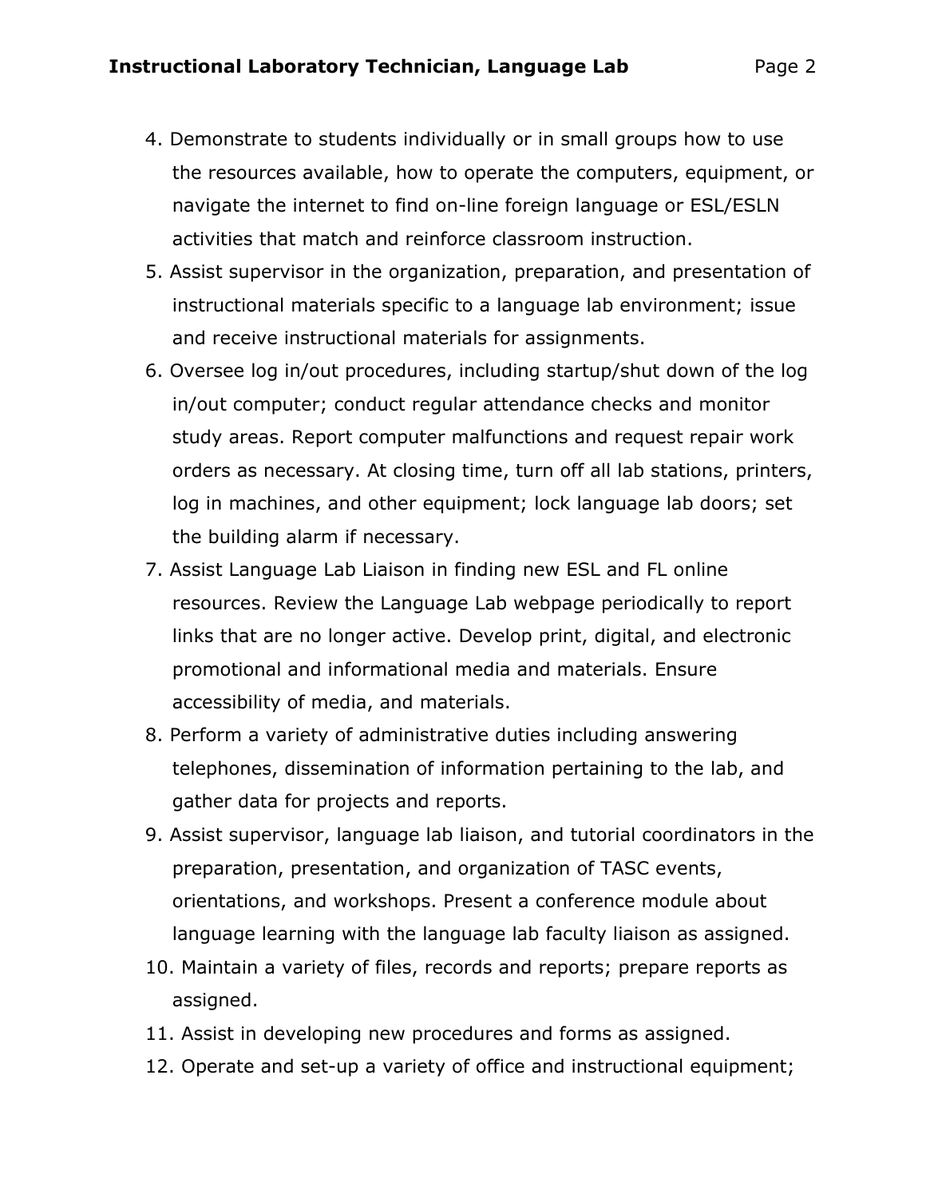4. Demonstrate to students individually or in small groups how to use the resources available, how to operate the computers, equipment, or navigate the internet to find on-line foreign language or ESL/ESLN activities that match and reinforce classroom instruction.
5. Assist supervisor in the organization, preparation, and presentation of instructional materials specific to a language lab environment; issue and receive instructional materials for assignments.
6. Oversee log in/out procedures, including startup/shut down of the log in/out computer; conduct regular attendance checks and monitor study areas. Report computer malfunctions and request repair work orders as necessary. At closing time, turn off all lab stations, printers, log in machines, and other equipment; lock language lab doors; set the building alarm if necessary.
7. Assist Language Lab Liaison in finding new ESL and FL online resources. Review the Language Lab webpage periodically to report links that are no longer active. Develop print, digital, and electronic promotional and informational media and materials. Ensure accessibility of media, and materials.
8. Perform a variety of administrative duties including answering telephones, dissemination of information pertaining to the lab, and gather data for projects and reports.
9. Assist supervisor, language lab liaison, and tutorial coordinators in the preparation, presentation, and organization of TASC events, orientations, and workshops. Present a conference module about language learning with the language lab faculty liaison as assigned.
10. Maintain a variety of files, records and reports; prepare reports as assigned.
11. Assist in developing new procedures and forms as assigned.
12. Operate and set-up a variety of office and instructional equipment;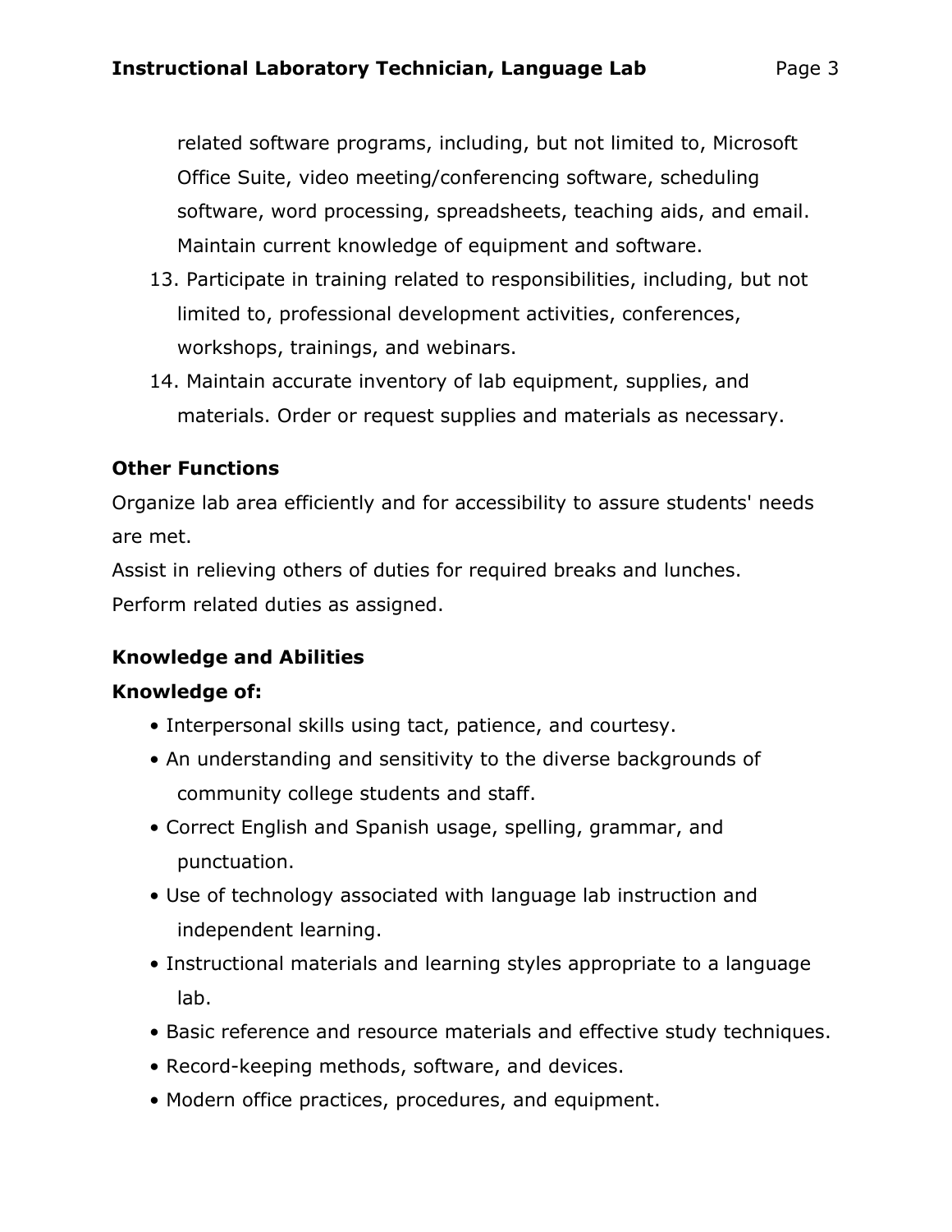related software programs, including, but not limited to, Microsoft Office Suite, video meeting/conferencing software, scheduling software, word processing, spreadsheets, teaching aids, and email. Maintain current knowledge of equipment and software.

13. Participate in training related to responsibilities, including, but not limited to, professional development activities, conferences, workshops, trainings, and webinars.
14. Maintain accurate inventory of lab equipment, supplies, and materials. Order or request supplies and materials as necessary.

**Other Functions**

Organize lab area efficiently and for accessibility to assure students' needs are met.

Assist in relieving others of duties for required breaks and lunches.

Perform related duties as assigned.

**Knowledge and Abilities**

**Knowledge of:**

- Interpersonal skills using tact, patience, and courtesy.
- An understanding and sensitivity to the diverse backgrounds of community college students and staff.
- Correct English and Spanish usage, spelling, grammar, and punctuation.
- Use of technology associated with language lab instruction and independent learning.
- Instructional materials and learning styles appropriate to a language lab.
- Basic reference and resource materials and effective study techniques.
- Record-keeping methods, software, and devices.
- Modern office practices, procedures, and equipment.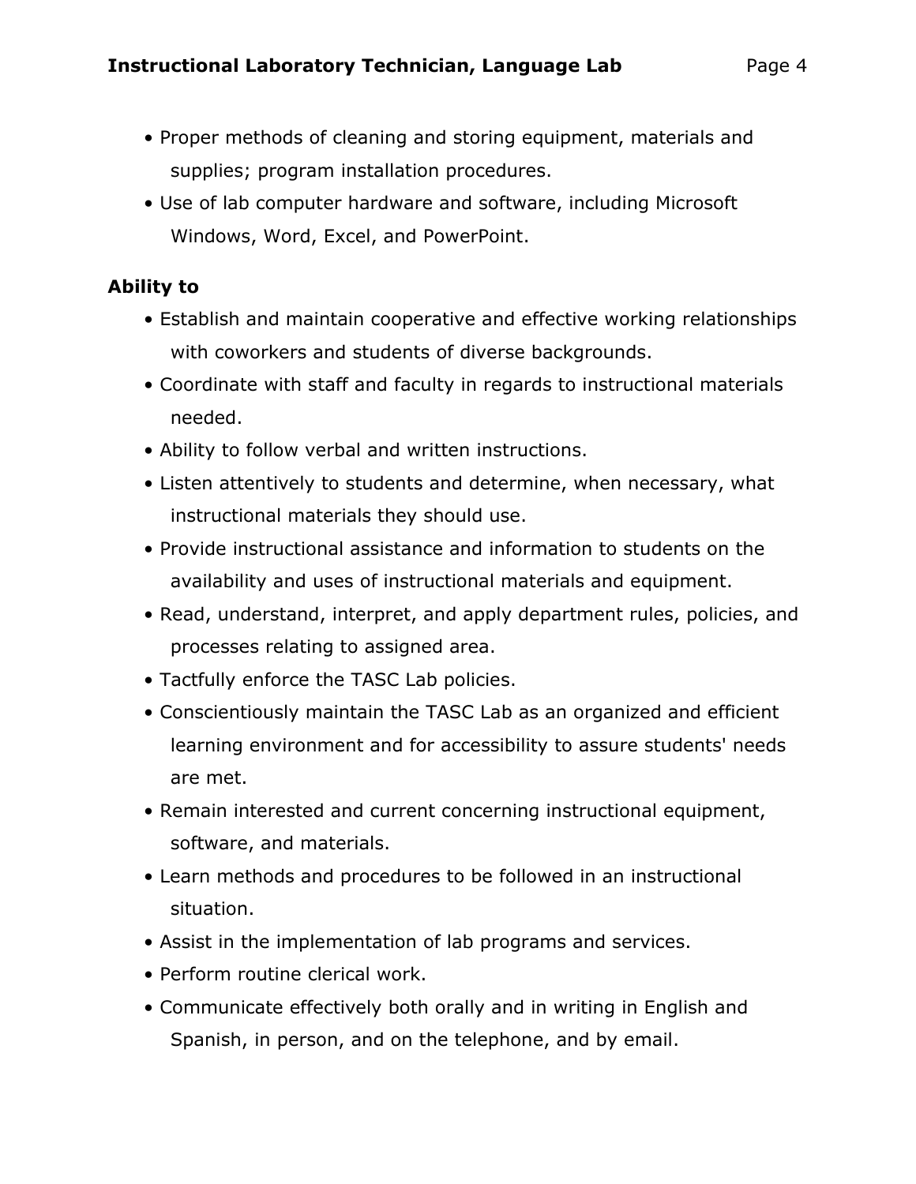- Proper methods of cleaning and storing equipment, materials and supplies; program installation procedures.
- Use of lab computer hardware and software, including Microsoft Windows, Word, Excel, and PowerPoint.

**Ability to**

- Establish and maintain cooperative and effective working relationships with coworkers and students of diverse backgrounds.
- Coordinate with staff and faculty in regards to instructional materials needed.
- Ability to follow verbal and written instructions.
- Listen attentively to students and determine, when necessary, what instructional materials they should use.
- Provide instructional assistance and information to students on the availability and uses of instructional materials and equipment.
- Read, understand, interpret, and apply department rules, policies, and processes relating to assigned area.
- Tactfully enforce the TASC Lab policies.
- Conscientiously maintain the TASC Lab as an organized and efficient learning environment and for accessibility to assure students' needs are met.
- Remain interested and current concerning instructional equipment, software, and materials.
- Learn methods and procedures to be followed in an instructional situation.
- Assist in the implementation of lab programs and services.
- Perform routine clerical work.
- Communicate effectively both orally and in writing in English and Spanish, in person, and on the telephone, and by email.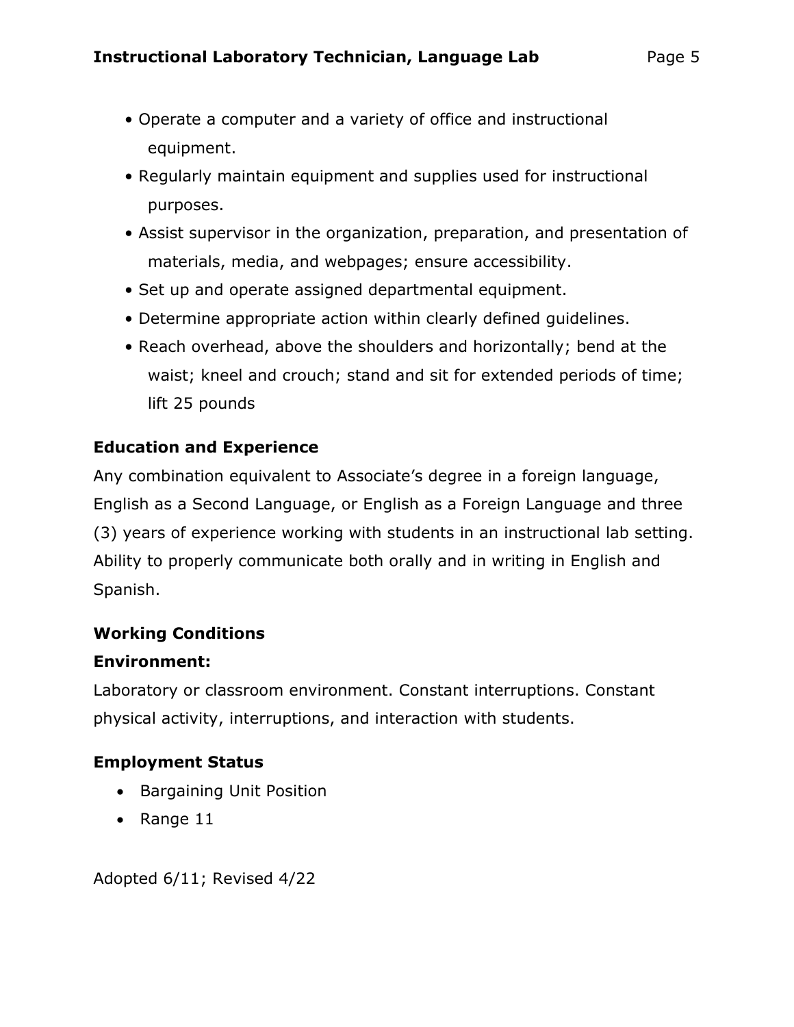- Operate a computer and a variety of office and instructional equipment.
- Regularly maintain equipment and supplies used for instructional purposes.
- Assist supervisor in the organization, preparation, and presentation of materials, media, and webpages; ensure accessibility.
- Set up and operate assigned departmental equipment.
- Determine appropriate action within clearly defined guidelines.
- Reach overhead, above the shoulders and horizontally; bend at the waist; kneel and crouch; stand and sit for extended periods of time; lift 25 pounds

### Education and Experience

Any combination equivalent to Associate's degree in a foreign language, English as a Second Language, or English as a Foreign Language and three (3) years of experience working with students in an instructional lab setting. Ability to properly communicate both orally and in writing in English and Spanish.

### Working Conditions

**Environment:**

Laboratory or classroom environment. Constant interruptions. Constant physical activity, interruptions, and interaction with students.

### Employment Status

- Bargaining Unit Position
- Range 11

Adopted 6/11; Revised 4/22